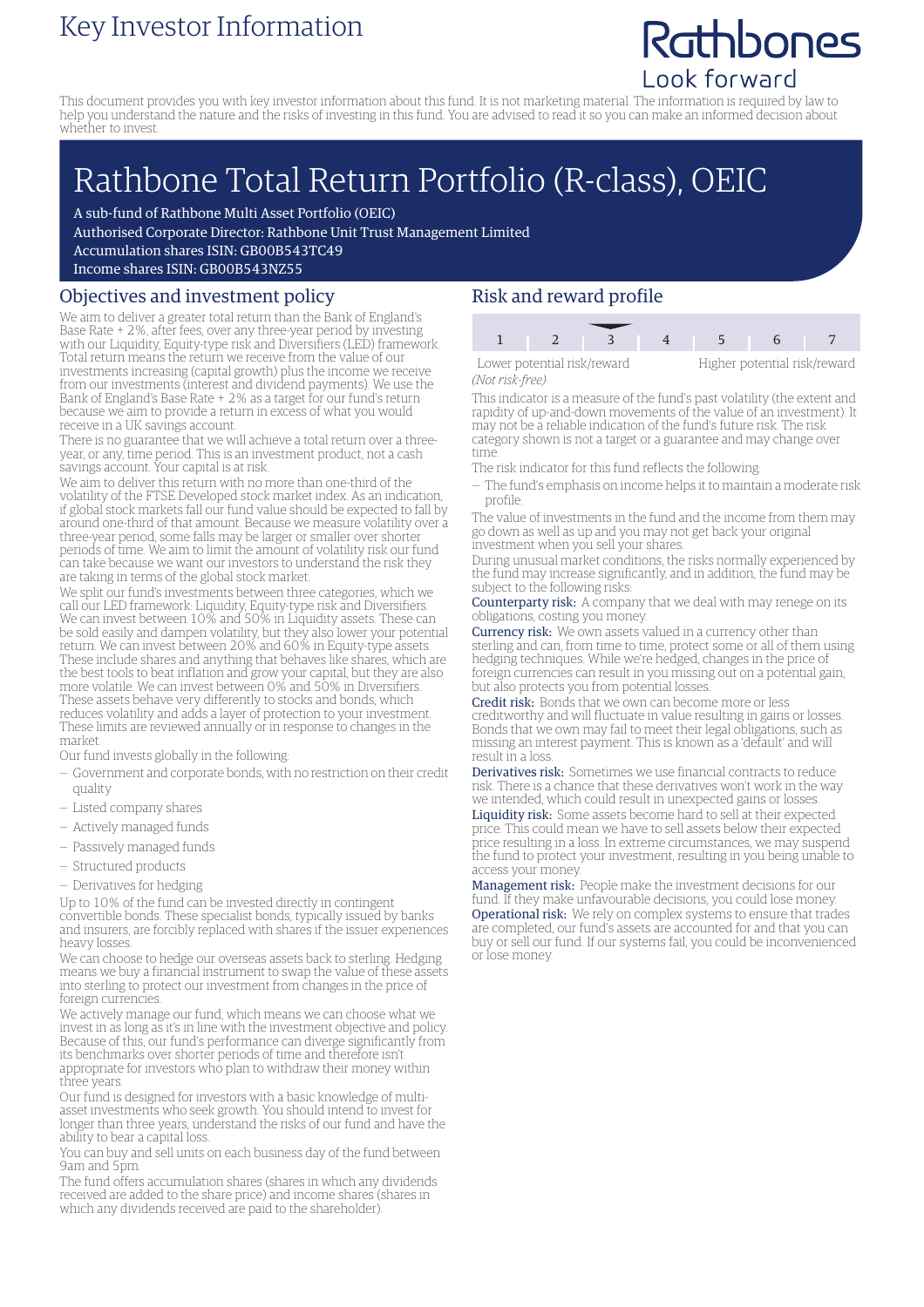# Key Investor Information

Rathbones
Look forward

This document provides you with key investor information about this fund. It is not marketing material. The information is required by law to help you understand the nature and the risks of investing in this fund. You are advised to read it so you can make an informed decision about whether to invest.

# Rathbone Total Return Portfolio (R-class), OEIC

A sub-fund of Rathbone Multi Asset Portfolio (OEIC)
Authorised Corporate Director: Rathbone Unit Trust Management Limited
Accumulation shares ISIN: GB00B543TC49
Income shares ISIN: GB00B543NZ55

## Objectives and investment policy

We aim to deliver a greater total return than the Bank of England's Base Rate + 2%, after fees, over any three-year period by investing with our Liquidity, Equity-type risk and Diversifiers (LED) framework. Total return means the return we receive from the value of our investments increasing (capital growth) plus the income we receive from our investments (interest and dividend payments). We use the Bank of England's Base Rate + 2% as a target for our fund's return because we aim to provide a return in excess of what you would receive in a UK savings account.

There is no guarantee that we will achieve a total return over a three-year, or any, time period. This is an investment product, not a cash savings account. Your capital is at risk.

We aim to deliver this return with no more than one-third of the volatility of the FTSE Developed stock market index. As an indication, if global stock markets fall our fund value should be expected to fall by around one-third of that amount. Because we measure volatility over a three-year period, some falls may be larger or smaller over shorter periods of time. We aim to limit the amount of volatility risk our fund can take because we want our investors to understand the risk they are taking in terms of the global stock market.

We split our fund's investments between three categories, which we call our LED framework: Liquidity, Equity-type risk and Diversifiers. We can invest between 10% and 50% in Liquidity assets. These can be sold easily and dampen volatility, but they also lower your potential return. We can invest between 20% and 60% in Equity-type assets. These include shares and anything that behaves like shares, which are the best tools to beat inflation and grow your capital, but they are also more volatile. We can invest between 0% and 50% in Diversifiers. These assets behave very differently to stocks and bonds, which reduces volatility and adds a layer of protection to your investment. These limits are reviewed annually or in response to changes in the market.

Our fund invests globally in the following:

- Government and corporate bonds, with no restriction on their credit quality
- Listed company shares
- Actively managed funds
- Passively managed funds
- Structured products
- Derivatives for hedging

Up to 10% of the fund can be invested directly in contingent convertible bonds. These specialist bonds, typically issued by banks and insurers, are forcibly replaced with shares if the issuer experiences heavy losses.

We can choose to hedge our overseas assets back to sterling. Hedging means we buy a financial instrument to swap the value of these assets into sterling to protect our investment from changes in the price of foreign currencies.

We actively manage our fund, which means we can choose what we invest in as long as it's in line with the investment objective and policy. Because of this, our fund's performance can diverge significantly from its benchmarks over shorter periods of time and therefore isn't appropriate for investors who plan to withdraw their money within three years.

Our fund is designed for investors with a basic knowledge of multi-asset investments who seek growth. You should intend to invest for longer than three years, understand the risks of our fund and have the ability to bear a capital loss.

You can buy and sell units on each business day of the fund between 9am and 5pm.

The fund offers accumulation shares (shares in which any dividends received are added to the share price) and income shares (shares in which any dividends received are paid to the shareholder).

## Risk and reward profile

| 1 | 2 | **3** | 4 | 5 | 6 | 7 |
|---|---|---|---|---|---|---|

Lower potential risk/reward — Higher potential risk/reward

*(Not risk-free)*

This indicator is a measure of the fund's past volatility (the extent and rapidity of up-and-down movements of the value of an investment). It may not be a reliable indication of the fund's future risk. The risk category shown is not a target or a guarantee and may change over time.

The risk indicator for this fund reflects the following:

- The fund's emphasis on income helps it to maintain a moderate risk profile.

The value of investments in the fund and the income from them may go down as well as up and you may not get back your original investment when you sell your shares.

During unusual market conditions, the risks normally experienced by the fund may increase significantly, and in addition, the fund may be subject to the following risks:

**Counterparty risk:** A company that we deal with may renege on its obligations, costing you money.

**Currency risk:** We own assets valued in a currency other than sterling and can, from time to time, protect some or all of them using hedging techniques. While we're hedged, changes in the price of foreign currencies can result in you missing out on a potential gain, but also protects you from potential losses.

**Credit risk:** Bonds that we own can become more or less creditworthy and will fluctuate in value resulting in gains or losses. Bonds that we own may fail to meet their legal obligations, such as missing an interest payment. This is known as a 'default' and will result in a loss.

**Derivatives risk:** Sometimes we use financial contracts to reduce risk. There is a chance that these derivatives won't work in the way we intended, which could result in unexpected gains or losses.

**Liquidity risk:** Some assets become hard to sell at their expected price. This could mean we have to sell assets below their expected price resulting in a loss. In extreme circumstances, we may suspend the fund to protect your investment, resulting in you being unable to access your money.

**Management risk:** People make the investment decisions for our fund. If they make unfavourable decisions, you could lose money.

**Operational risk:** We rely on complex systems to ensure that trades are completed, our fund's assets are accounted for and that you can buy or sell our fund. If our systems fail, you could be inconvenienced or lose money.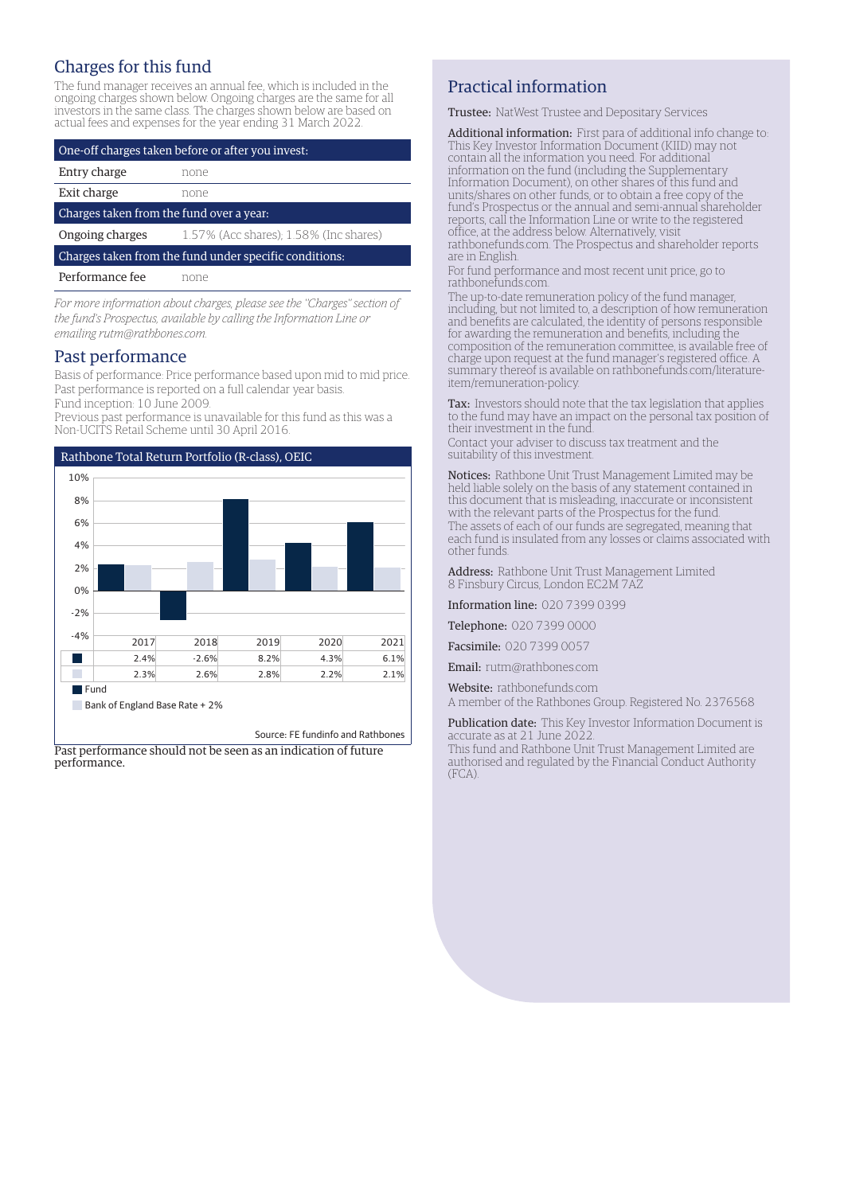## Charges for this fund

The fund manager receives an annual fee, which is included in the ongoing charges shown below. Ongoing charges are the same for all investors in the same class. The charges shown below are based on actual fees and expenses for the year ending 31 March 2022.

| One-off charges taken before or after you invest: | |
|---|---|
| Entry charge | none |
| Exit charge | none |
| **Charges taken from the fund over a year:** | |
| Ongoing charges | 1.57% (Acc shares); 1.58% (Inc shares) |
| **Charges taken from the fund under specific conditions:** | |
| Performance fee | none |

*For more information about charges, please see the "Charges" section of the fund's Prospectus, available by calling the Information Line or emailing rutm@rathbones.com.*

## Past performance

Basis of performance: Price performance based upon mid to mid price.
Past performance is reported on a full calendar year basis.
Fund inception: 10 June 2009.
Previous past performance is unavailable for this fund as this was a Non-UCITS Retail Scheme until 30 April 2016.

Rathbone Total Return Portfolio (R-class), OEIC

10%
8%
6%
4%
2%
0%
-2%
-4%

2017 2018 2019 2020 2021
Fund: 2.4% -2.6% 8.2% 4.3% 6.1%
Bank of England Base Rate + 2%: 2.3% 2.6% 2.8% 2.2% 2.1%

Fund
Bank of England Base Rate + 2%

Source: FE fundinfo and Rathbones

Past performance should not be seen as an indication of future performance.

## Practical information

**Trustee:** NatWest Trustee and Depositary Services

**Additional information:** First para of additional info change to: This Key Investor Information Document (KIID) may not contain all the information you need. For additional information on the fund (including the Supplementary Information Document), on other shares of this fund and units/shares on other funds, or to obtain a free copy of the fund's Prospectus or the annual and semi-annual shareholder reports, call the Information Line or write to the registered office, at the address below. Alternatively, visit rathbonefunds.com. The Prospectus and shareholder reports are in English.

For fund performance and most recent unit price, go to rathbonefunds.com.

The up-to-date remuneration policy of the fund manager, including, but not limited to, a description of how remuneration and benefits are calculated, the identity of persons responsible for awarding the remuneration and benefits, including the composition of the remuneration committee, is available free of charge upon request at the fund manager's registered office. A summary thereof is available on rathbonefunds.com/literature-item/remuneration-policy.

**Tax:** Investors should note that the tax legislation that applies to the fund may have an impact on the personal tax position of their investment in the fund.

Contact your adviser to discuss tax treatment and the suitability of this investment.

**Notices:** Rathbone Unit Trust Management Limited may be held liable solely on the basis of any statement contained in this document that is misleading, inaccurate or inconsistent with the relevant parts of the Prospectus for the fund.

The assets of each of our funds are segregated, meaning that each fund is insulated from any losses or claims associated with other funds.

**Address:** Rathbone Unit Trust Management Limited
8 Finsbury Circus, London EC2M 7AZ

**Information line:** 020 7399 0399

**Telephone:** 020 7399 0000

**Facsimile:** 020 7399 0057

**Email:** rutm@rathbones.com

**Website:** rathbonefunds.com

A member of the Rathbones Group. Registered No. 2376568

**Publication date:** This Key Investor Information Document is accurate as at 21 June 2022.

This fund and Rathbone Unit Trust Management Limited are authorised and regulated by the Financial Conduct Authority (FCA).